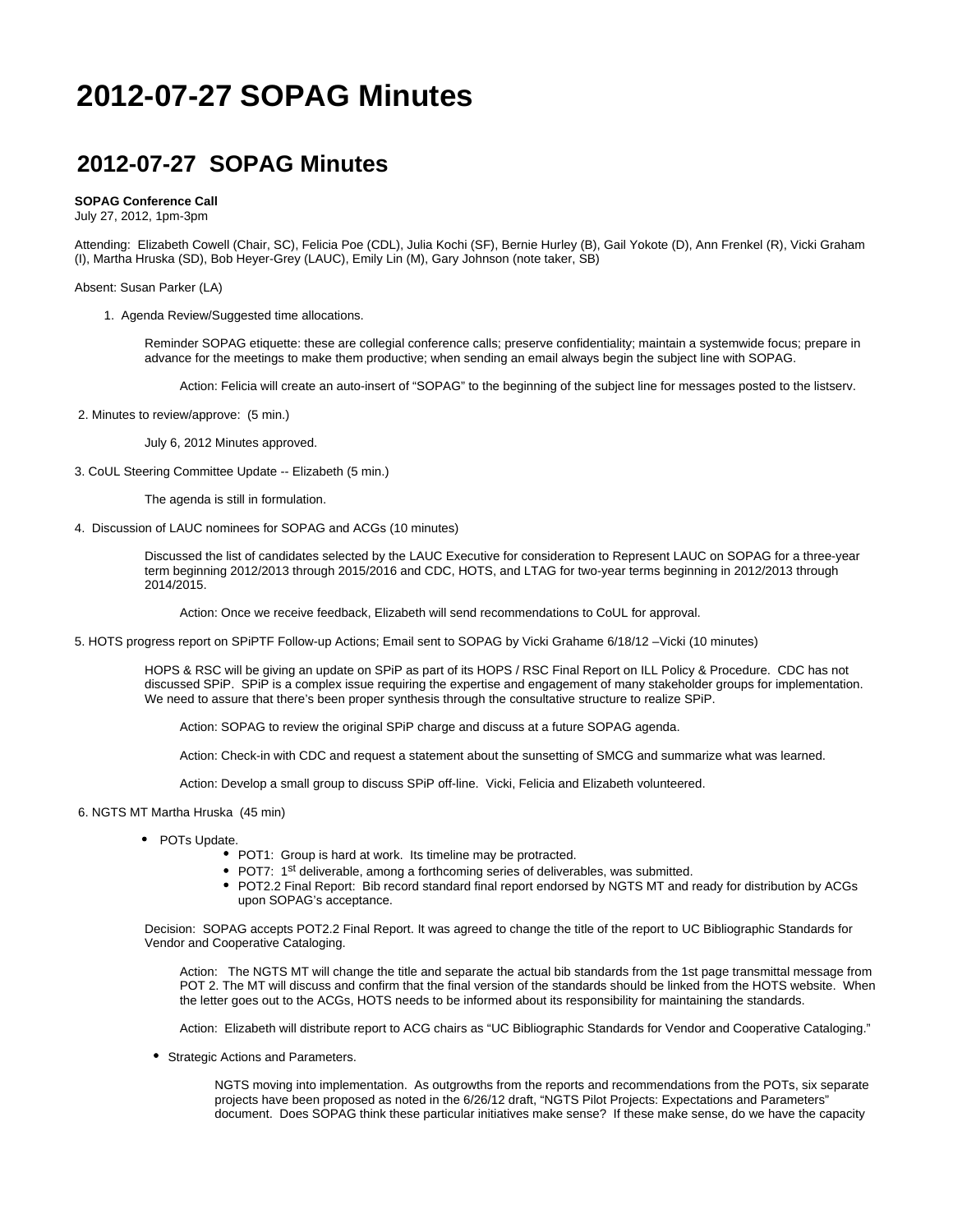# 2012-07-27 SOPAG Minutes

## 2012-07-27  SOPAG Minutes

**SOPAG Conference Call**
July 27, 2012, 1pm-3pm

Attending:  Elizabeth Cowell (Chair, SC), Felicia Poe (CDL), Julia Kochi (SF), Bernie Hurley (B), Gail Yokote (D), Ann Frenkel (R), Vicki Graham (I), Martha Hruska (SD), Bob Heyer-Grey (LAUC), Emily Lin (M), Gary Johnson (note taker, SB)

Absent: Susan Parker (LA)

1. Agenda Review/Suggested time allocations.

    Reminder SOPAG etiquette: these are collegial conference calls; preserve confidentiality; maintain a systemwide focus; prepare in advance for the meetings to make them productive; when sending an email always begin the subject line with SOPAG.

    > Action: Felicia will create an auto-insert of "SOPAG" to the beginning of the subject line for messages posted to the listserv.

2. Minutes to review/approve:  (5 min.)

    July 6, 2012 Minutes approved.

3. CoUL Steering Committee Update -- Elizabeth (5 min.)

    The agenda is still in formulation.

4. Discussion of LAUC nominees for SOPAG and ACGs (10 minutes)

    Discussed the list of candidates selected by the LAUC Executive for consideration to Represent LAUC on SOPAG for a three-year term beginning 2012/2013 through 2015/2016 and CDC, HOTS, and LTAG for two-year terms beginning in 2012/2013 through 2014/2015.

    > Action: Once we receive feedback, Elizabeth will send recommendations to CoUL for approval.

5. HOTS progress report on SPiPTF Follow-up Actions; Email sent to SOPAG by Vicki Grahame 6/18/12 –Vicki (10 minutes)

    HOPS & RSC will be giving an update on SPiP as part of its HOPS / RSC Final Report on ILL Policy & Procedure.  CDC has not discussed SPiP.  SPiP is a complex issue requiring the expertise and engagement of many stakeholder groups for implementation. We need to assure that there's been proper synthesis through the consultative structure to realize SPiP.

    > Action: SOPAG to review the original SPiP charge and discuss at a future SOPAG agenda.
    >
    > Action: Check-in with CDC and request a statement about the sunsetting of SMCG and summarize what was learned.
    >
    > Action: Develop a small group to discuss SPiP off-line.  Vicki, Felicia and Elizabeth volunteered.

6. NGTS MT Martha Hruska  (45 min)

    - POTs Update.
        - POT1:  Group is hard at work.  Its timeline may be protracted.
        - POT7:  1st deliverable, among a forthcoming series of deliverables, was submitted.
        - POT2.2 Final Report:  Bib record standard final report endorsed by NGTS MT and ready for distribution by ACGs upon SOPAG's acceptance.

    Decision:  SOPAG accepts POT2.2 Final Report. It was agreed to change the title of the report to UC Bibliographic Standards for Vendor and Cooperative Cataloging.

    > Action:   The NGTS MT will change the title and separate the actual bib standards from the 1st page transmittal message from POT 2. The MT will discuss and confirm that the final version of the standards should be linked from the HOTS website.  When the letter goes out to the ACGs, HOTS needs to be informed about its responsibility for maintaining the standards.
    >
    > Action:  Elizabeth will distribute report to ACG chairs as "UC Bibliographic Standards for Vendor and Cooperative Cataloging."

    - Strategic Actions and Parameters.

        NGTS moving into implementation.  As outgrowths from the reports and recommendations from the POTs, six separate projects have been proposed as noted in the 6/26/12 draft, "NGTS Pilot Projects: Expectations and Parameters" document.  Does SOPAG think these particular initiatives make sense?  If these make sense, do we have the capacity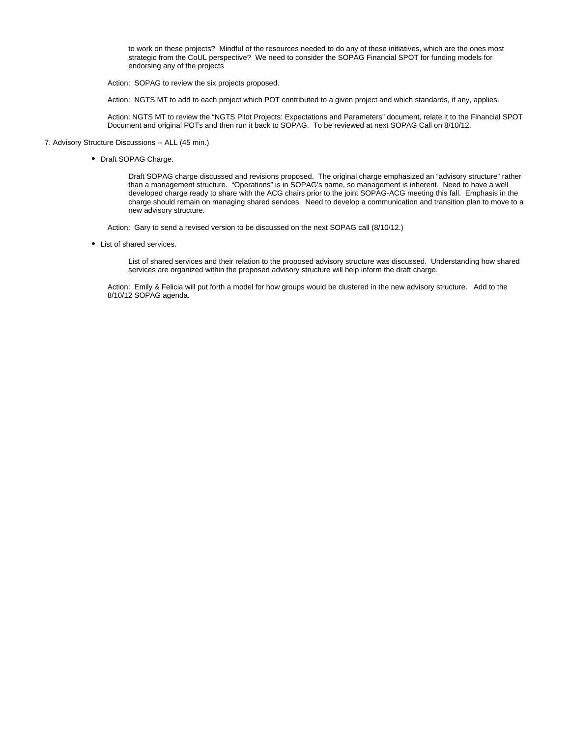to work on these projects? Mindful of the resources needed to do any of these initiatives, which are the ones most strategic from the CoUL perspective? We need to consider the SOPAG Financial SPOT for funding models for endorsing any of the projects

Action: SOPAG to review the six projects proposed.

Action: NGTS MT to add to each project which POT contributed to a given project and which standards, if any, applies.

Action: NGTS MT to review the "NGTS Pilot Projects: Expectations and Parameters" document, relate it to the Financial SPOT Document and original POTs and then run it back to SOPAG. To be reviewed at next SOPAG Call on 8/10/12.

7. Advisory Structure Discussions -- ALL (45 min.)

- Draft SOPAG Charge.

  Draft SOPAG charge discussed and revisions proposed. The original charge emphasized an "advisory structure" rather than a management structure. "Operations" is in SOPAG's name, so management is inherent. Need to have a well developed charge ready to share with the ACG chairs prior to the joint SOPAG-ACG meeting this fall. Emphasis in the charge should remain on managing shared services. Need to develop a communication and transition plan to move to a new advisory structure.

Action: Gary to send a revised version to be discussed on the next SOPAG call (8/10/12.)

- List of shared services.

  List of shared services and their relation to the proposed advisory structure was discussed. Understanding how shared services are organized within the proposed advisory structure will help inform the draft charge.

Action: Emily & Felicia will put forth a model for how groups would be clustered in the new advisory structure. Add to the 8/10/12 SOPAG agenda.